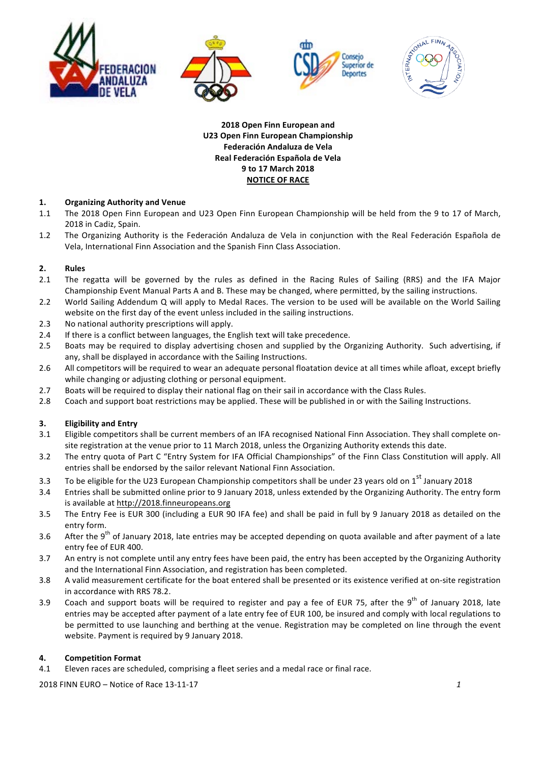**2018 Open Finn European and**
**U23 Open Finn European Championship**
**Federación Andaluza de Vela**
**Real Federación Española de Vela**
**9 to 17 March 2018**
**NOTICE OF RACE**

## 1. Organizing Authority and Venue

1.1 The 2018 Open Finn European and U23 Open Finn European Championship will be held from the 9 to 17 of March, 2018 in Cadiz, Spain.

1.2 The Organizing Authority is the Federación Andaluza de Vela in conjunction with the Real Federación Española de Vela, International Finn Association and the Spanish Finn Class Association.

## 2. Rules

2.1 The regatta will be governed by the rules as defined in the Racing Rules of Sailing (RRS) and the IFA Major Championship Event Manual Parts A and B. These may be changed, where permitted, by the sailing instructions.

2.2 World Sailing Addendum Q will apply to Medal Races. The version to be used will be available on the World Sailing website on the first day of the event unless included in the sailing instructions.

2.3 No national authority prescriptions will apply.

2.4 If there is a conflict between languages, the English text will take precedence.

2.5 Boats may be required to display advertising chosen and supplied by the Organizing Authority. Such advertising, if any, shall be displayed in accordance with the Sailing Instructions.

2.6 All competitors will be required to wear an adequate personal floatation device at all times while afloat, except briefly while changing or adjusting clothing or personal equipment.

2.7 Boats will be required to display their national flag on their sail in accordance with the Class Rules.

2.8 Coach and support boat restrictions may be applied. These will be published in or with the Sailing Instructions.

## 3. Eligibility and Entry

3.1 Eligible competitors shall be current members of an IFA recognised National Finn Association. They shall complete on-site registration at the venue prior to 11 March 2018, unless the Organizing Authority extends this date.

3.2 The entry quota of Part C "Entry System for IFA Official Championships" of the Finn Class Constitution will apply. All entries shall be endorsed by the sailor relevant National Finn Association.

3.3 To be eligible for the U23 European Championship competitors shall be under 23 years old on 1st January 2018

3.4 Entries shall be submitted online prior to 9 January 2018, unless extended by the Organizing Authority. The entry form is available at http://2018.finneuropeans.org

3.5 The Entry Fee is EUR 300 (including a EUR 90 IFA fee) and shall be paid in full by 9 January 2018 as detailed on the entry form.

3.6 After the 9th of January 2018, late entries may be accepted depending on quota available and after payment of a late entry fee of EUR 400.

3.7 An entry is not complete until any entry fees have been paid, the entry has been accepted by the Organizing Authority and the International Finn Association, and registration has been completed.

3.8 A valid measurement certificate for the boat entered shall be presented or its existence verified at on-site registration in accordance with RRS 78.2.

3.9 Coach and support boats will be required to register and pay a fee of EUR 75, after the 9th of January 2018, late entries may be accepted after payment of a late entry fee of EUR 100, be insured and comply with local regulations to be permitted to use launching and berthing at the venue. Registration may be completed on line through the event website. Payment is required by 9 January 2018.

## 4. Competition Format

4.1 Eleven races are scheduled, comprising a fleet series and a medal race or final race.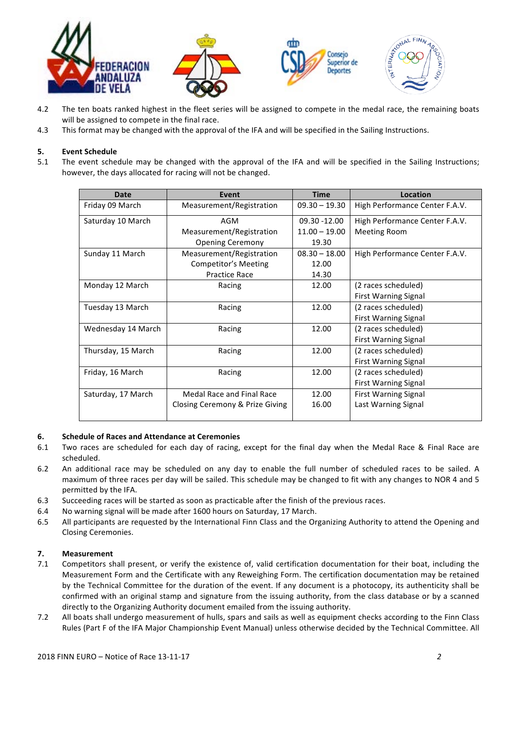4.2 The ten boats ranked highest in the fleet series will be assigned to compete in the medal race, the remaining boats will be assigned to compete in the final race.

4.3 This format may be changed with the approval of the IFA and will be specified in the Sailing Instructions.

**5. Event Schedule**

5.1 The event schedule may be changed with the approval of the IFA and will be specified in the Sailing Instructions; however, the days allocated for racing will not be changed.

| Date | Event | Time | Location |
|---|---|---|---|
| Friday 09 March | Measurement/Registration | 09.30 – 19.30 | High Performance Center F.A.V. |
| Saturday 10 March | AGM<br>Measurement/Registration<br>Opening Ceremony | 09.30 -12.00<br>11.00 – 19.00<br>19.30 | High Performance Center F.A.V.<br>Meeting Room |
| Sunday 11 March | Measurement/Registration<br>Competitor's Meeting<br>Practice Race | 08.30 – 18.00<br>12.00<br>14.30 | High Performance Center F.A.V. |
| Monday 12 March | Racing | 12.00 | (2 races scheduled)<br>First Warning Signal |
| Tuesday 13 March | Racing | 12.00 | (2 races scheduled)<br>First Warning Signal |
| Wednesday 14 March | Racing | 12.00 | (2 races scheduled)<br>First Warning Signal |
| Thursday, 15 March | Racing | 12.00 | (2 races scheduled)<br>First Warning Signal |
| Friday, 16 March | Racing | 12.00 | (2 races scheduled)<br>First Warning Signal |
| Saturday, 17 March | Medal Race and Final Race<br>Closing Ceremony & Prize Giving | 12.00<br>16.00 | First Warning Signal<br>Last Warning Signal |

**6. Schedule of Races and Attendance at Ceremonies**

6.1 Two races are scheduled for each day of racing, except for the final day when the Medal Race & Final Race are scheduled.

6.2 An additional race may be scheduled on any day to enable the full number of scheduled races to be sailed. A maximum of three races per day will be sailed. This schedule may be changed to fit with any changes to NOR 4 and 5 permitted by the IFA.

6.3 Succeeding races will be started as soon as practicable after the finish of the previous races.

6.4 No warning signal will be made after 1600 hours on Saturday, 17 March.

6.5 All participants are requested by the International Finn Class and the Organizing Authority to attend the Opening and Closing Ceremonies.

**7. Measurement**

7.1 Competitors shall present, or verify the existence of, valid certification documentation for their boat, including the Measurement Form and the Certificate with any Reweighing Form. The certification documentation may be retained by the Technical Committee for the duration of the event. If any document is a photocopy, its authenticity shall be confirmed with an original stamp and signature from the issuing authority, from the class database or by a scanned directly to the Organizing Authority document emailed from the issuing authority.

7.2 All boats shall undergo measurement of hulls, spars and sails as well as equipment checks according to the Finn Class Rules (Part F of the IFA Major Championship Event Manual) unless otherwise decided by the Technical Committee. All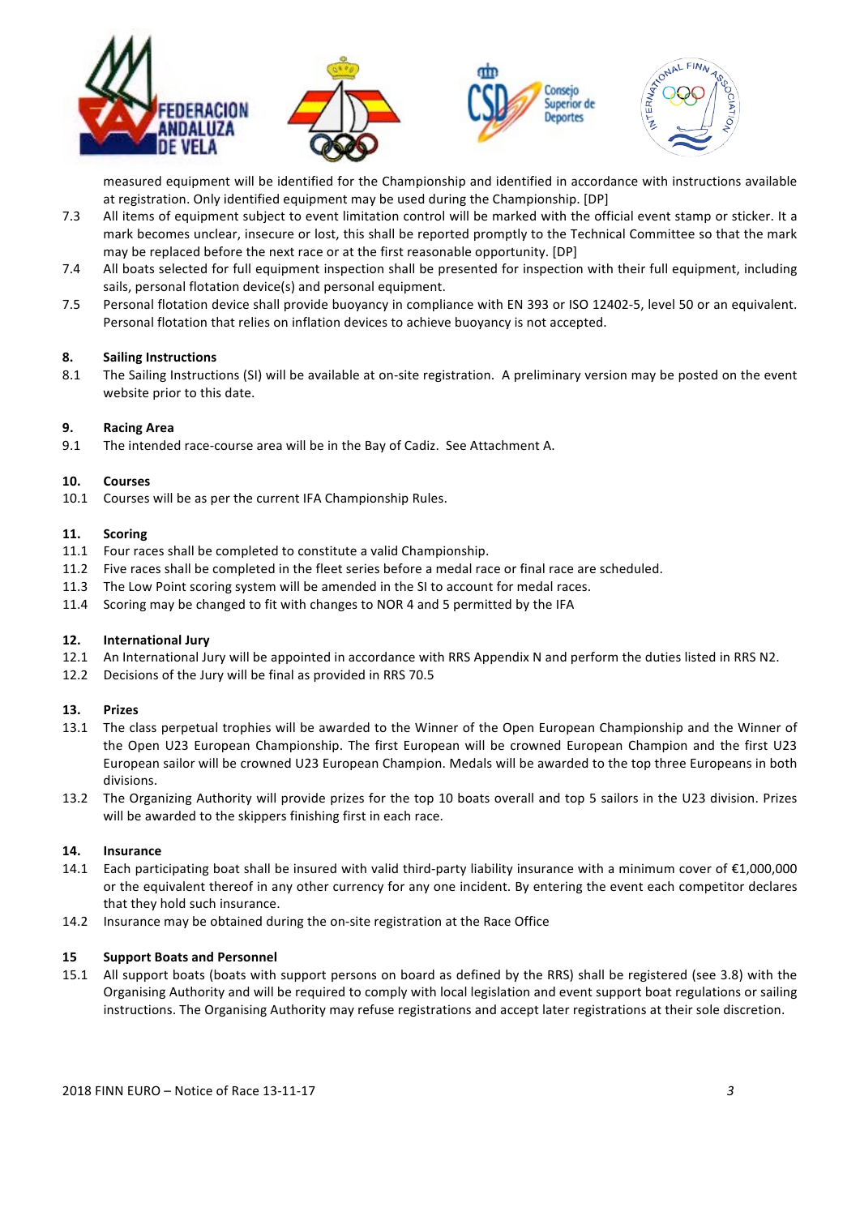measured equipment will be identified for the Championship and identified in accordance with instructions available at registration. Only identified equipment may be used during the Championship. [DP]

7.3 All items of equipment subject to event limitation control will be marked with the official event stamp or sticker. It a mark becomes unclear, insecure or lost, this shall be reported promptly to the Technical Committee so that the mark may be replaced before the next race or at the first reasonable opportunity. [DP]

7.4 All boats selected for full equipment inspection shall be presented for inspection with their full equipment, including sails, personal flotation device(s) and personal equipment.

7.5 Personal flotation device shall provide buoyancy in compliance with EN 393 or ISO 12402-5, level 50 or an equivalent. Personal flotation that relies on inflation devices to achieve buoyancy is not accepted.

## 8. Sailing Instructions

8.1 The Sailing Instructions (SI) will be available at on-site registration. A preliminary version may be posted on the event website prior to this date.

## 9. Racing Area

9.1 The intended race-course area will be in the Bay of Cadiz. See Attachment A.

## 10. Courses

10.1 Courses will be as per the current IFA Championship Rules.

## 11. Scoring

11.1 Four races shall be completed to constitute a valid Championship.

11.2 Five races shall be completed in the fleet series before a medal race or final race are scheduled.

11.3 The Low Point scoring system will be amended in the SI to account for medal races.

11.4 Scoring may be changed to fit with changes to NOR 4 and 5 permitted by the IFA

## 12. International Jury

12.1 An International Jury will be appointed in accordance with RRS Appendix N and perform the duties listed in RRS N2.

12.2 Decisions of the Jury will be final as provided in RRS 70.5

## 13. Prizes

13.1 The class perpetual trophies will be awarded to the Winner of the Open European Championship and the Winner of the Open U23 European Championship. The first European will be crowned European Champion and the first U23 European sailor will be crowned U23 European Champion. Medals will be awarded to the top three Europeans in both divisions.

13.2 The Organizing Authority will provide prizes for the top 10 boats overall and top 5 sailors in the U23 division. Prizes will be awarded to the skippers finishing first in each race.

## 14. Insurance

14.1 Each participating boat shall be insured with valid third-party liability insurance with a minimum cover of €1,000,000 or the equivalent thereof in any other currency for any one incident. By entering the event each competitor declares that they hold such insurance.

14.2 Insurance may be obtained during the on-site registration at the Race Office

## 15 Support Boats and Personnel

15.1 All support boats (boats with support persons on board as defined by the RRS) shall be registered (see 3.8) with the Organising Authority and will be required to comply with local legislation and event support boat regulations or sailing instructions. The Organising Authority may refuse registrations and accept later registrations at their sole discretion.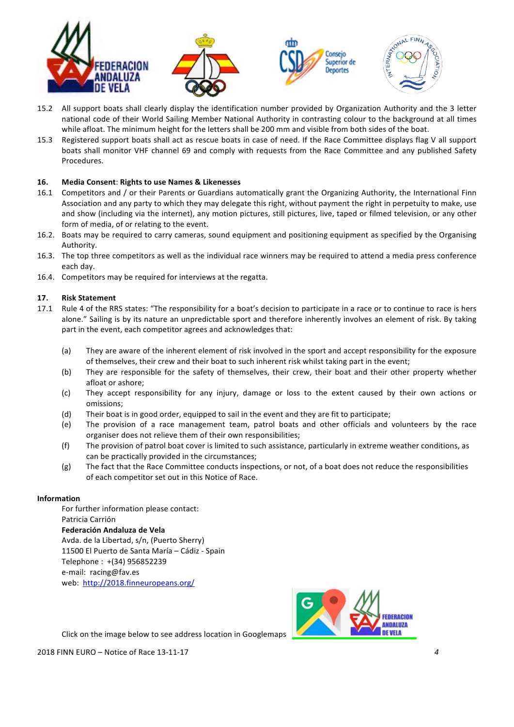15.2 All support boats shall clearly display the identification number provided by Organization Authority and the 3 letter national code of their World Sailing Member National Authority in contrasting colour to the background at all times while afloat. The minimum height for the letters shall be 200 mm and visible from both sides of the boat.

15.3 Registered support boats shall act as rescue boats in case of need. If the Race Committee displays flag V all support boats shall monitor VHF channel 69 and comply with requests from the Race Committee and any published Safety Procedures.

## 16. Media Consent: Rights to use Names & Likenesses

16.1 Competitors and / or their Parents or Guardians automatically grant the Organizing Authority, the International Finn Association and any party to which they may delegate this right, without payment the right in perpetuity to make, use and show (including via the internet), any motion pictures, still pictures, live, taped or filmed television, or any other form of media, of or relating to the event.

16.2. Boats may be required to carry cameras, sound equipment and positioning equipment as specified by the Organising Authority.

16.3. The top three competitors as well as the individual race winners may be required to attend a media press conference each day.

16.4. Competitors may be required for interviews at the regatta.

## 17. Risk Statement

17.1 Rule 4 of the RRS states: "The responsibility for a boat's decision to participate in a race or to continue to race is hers alone." Sailing is by its nature an unpredictable sport and therefore inherently involves an element of risk. By taking part in the event, each competitor agrees and acknowledges that:

(a) They are aware of the inherent element of risk involved in the sport and accept responsibility for the exposure of themselves, their crew and their boat to such inherent risk whilst taking part in the event;

(b) They are responsible for the safety of themselves, their crew, their boat and their other property whether afloat or ashore;

(c) They accept responsibility for any injury, damage or loss to the extent caused by their own actions or omissions;

(d) Their boat is in good order, equipped to sail in the event and they are fit to participate;

(e) The provision of a race management team, patrol boats and other officials and volunteers by the race organiser does not relieve them of their own responsibilities;

(f) The provision of patrol boat cover is limited to such assistance, particularly in extreme weather conditions, as can be practically provided in the circumstances;

(g) The fact that the Race Committee conducts inspections, or not, of a boat does not reduce the responsibilities of each competitor set out in this Notice of Race.

**Information**

For further information please contact:
Patricia Carrión
**Federación Andaluza de Vela**
Avda. de la Libertad, s/n, (Puerto Sherry)
11500 El Puerto de Santa María – Cádiz - Spain
Telephone : +(34) 956852239
e-mail: racing@fav.es
web: http://2018.finneuropeans.org/

Click on the image below to see address location in Googlemaps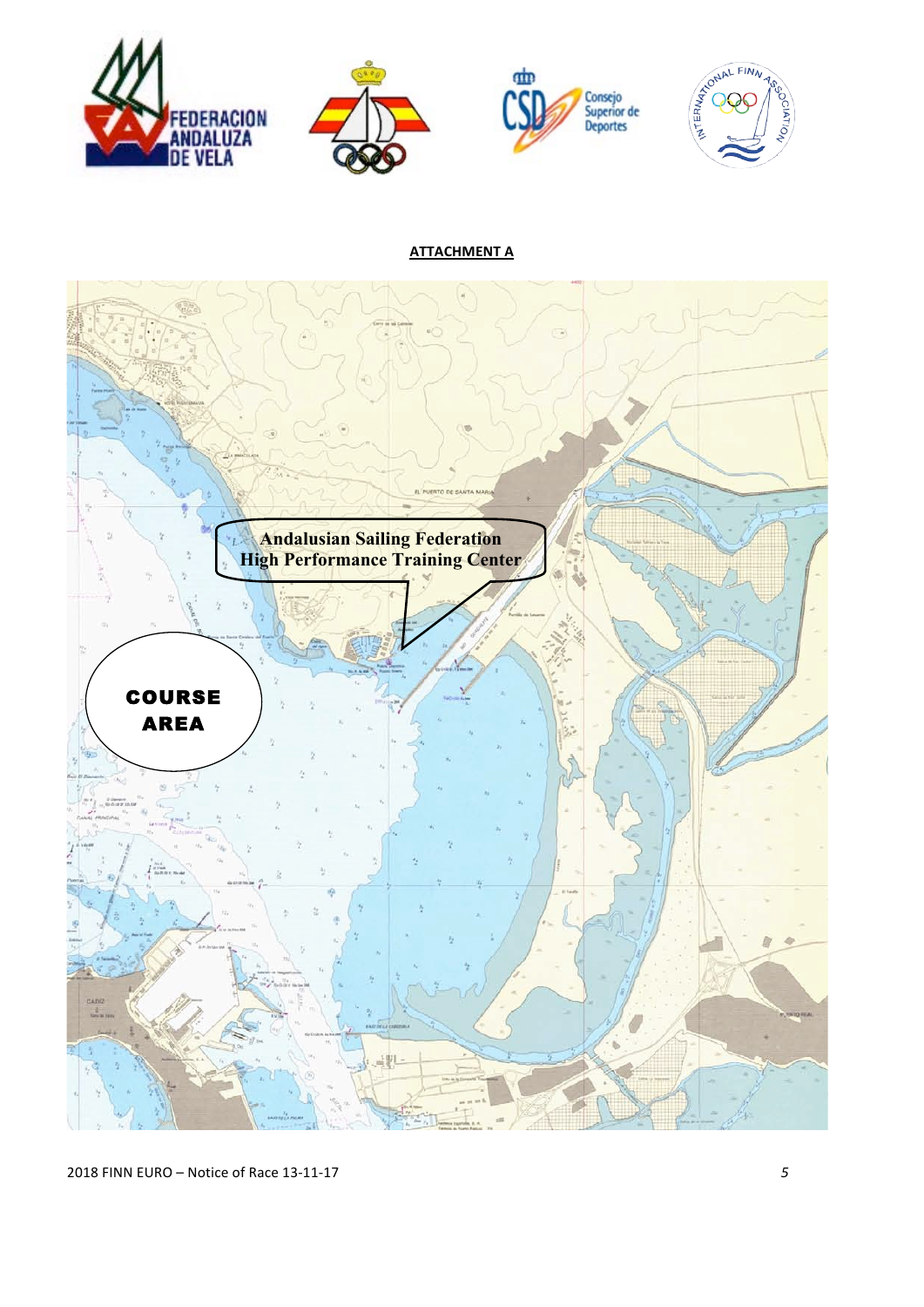**ATTACHMENT A**

Andalusian Sailing Federation
High Performance Training Center

COURSE
AREA